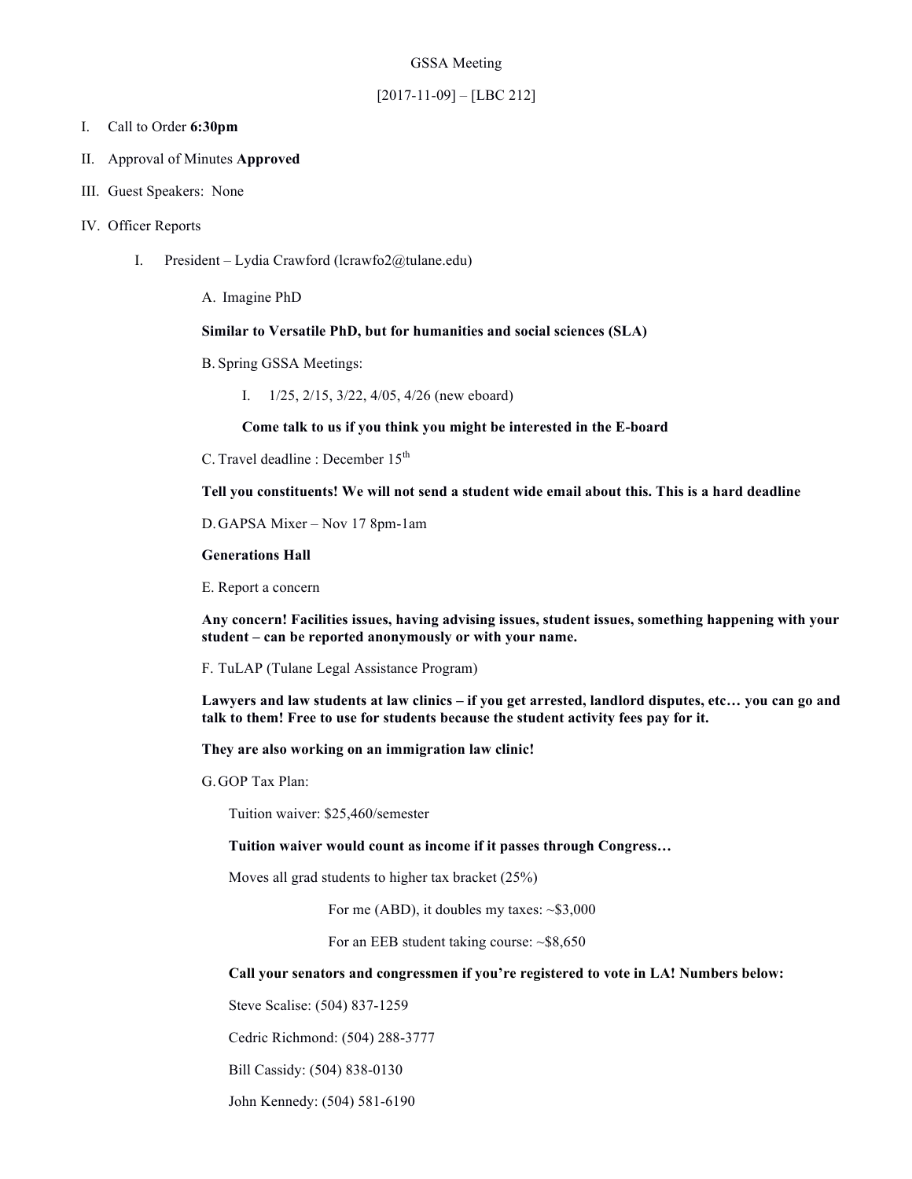GSSA Meeting

[2017-11-09] – [LBC 212]

I. Call to Order **6:30pm**

II. Approval of Minutes **Approved**

III. Guest Speakers: None

IV. Officer Reports

  I. President – Lydia Crawford (lcrawfo2@tulane.edu)

    A. Imagine PhD

    **Similar to Versatile PhD, but for humanities and social sciences (SLA)**

    B. Spring GSSA Meetings:

      I. 1/25, 2/15, 3/22, 4/05, 4/26 (new eboard)

      **Come talk to us if you think you might be interested in the E-board**

    C. Travel deadline : December 15th

    **Tell you constituents! We will not send a student wide email about this. This is a hard deadline**

    D. GAPSA Mixer – Nov 17 8pm-1am

    **Generations Hall**

    E. Report a concern

    **Any concern! Facilities issues, having advising issues, student issues, something happening with your student – can be reported anonymously or with your name.**

    F. TuLAP (Tulane Legal Assistance Program)

    **Lawyers and law students at law clinics – if you get arrested, landlord disputes, etc… you can go and talk to them! Free to use for students because the student activity fees pay for it.**

    **They are also working on an immigration law clinic!**

    G. GOP Tax Plan:

      Tuition waiver: $25,460/semester

      **Tuition waiver would count as income if it passes through Congress…**

      Moves all grad students to higher tax bracket (25%)

        For me (ABD), it doubles my taxes: ~$3,000

        For an EEB student taking course: ~$8,650

      **Call your senators and congressmen if you're registered to vote in LA! Numbers below:**

      Steve Scalise: (504) 837-1259

      Cedric Richmond: (504) 288-3777

      Bill Cassidy: (504) 838-0130

      John Kennedy: (504) 581-6190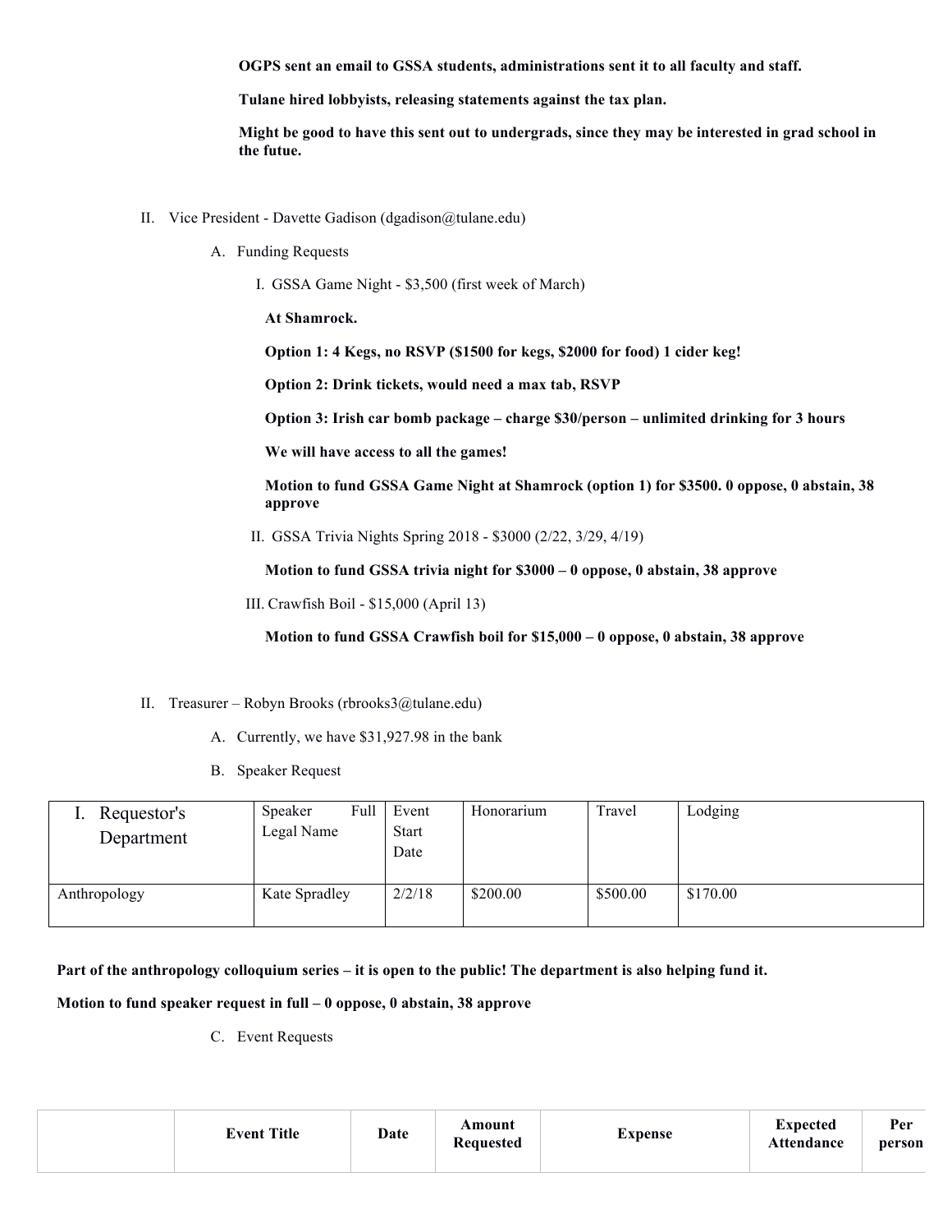**OGPS sent an email to GSSA students, administrations sent it to all faculty and staff.**

**Tulane hired lobbyists, releasing statements against the tax plan.**

**Might be good to have this sent out to undergrads, since they may be interested in grad school in the futue.**

II. Vice President - Davette Gadison (dgadison@tulane.edu)

A. Funding Requests

I. GSSA Game Night - $3,500 (first week of March)

**At Shamrock.**

**Option 1: 4 Kegs, no RSVP ($1500 for kegs, $2000 for food) 1 cider keg!**

**Option 2: Drink tickets, would need a max tab, RSVP**

**Option 3: Irish car bomb package – charge $30/person – unlimited drinking for 3 hours**

**We will have access to all the games!**

**Motion to fund GSSA Game Night at Shamrock (option 1) for $3500. 0 oppose, 0 abstain, 38 approve**

II. GSSA Trivia Nights Spring 2018 - $3000 (2/22, 3/29, 4/19)

**Motion to fund GSSA trivia night for $3000 – 0 oppose, 0 abstain, 38 approve**

III. Crawfish Boil - $15,000 (April 13)

**Motion to fund GSSA Crawfish boil for $15,000 – 0 oppose, 0 abstain, 38 approve**

II. Treasurer – Robyn Brooks (rbrooks3@tulane.edu)

A. Currently, we have $31,927.98 in the bank

B. Speaker Request

| I. Requestor's Department | Speaker Full Legal Name | Event Start Date | Honorarium | Travel | Lodging |
|---|---|---|---|---|---|
| Anthropology | Kate Spradley | 2/2/18 | $200.00 | $500.00 | $170.00 |

**Part of the anthropology colloquium series – it is open to the public! The department is also helping fund it.**

**Motion to fund speaker request in full – 0 oppose, 0 abstain, 38 approve**

C. Event Requests

| | Event Title | Date | Amount Requested | Expense | Expected Attendance | Per person |
|---|---|---|---|---|---|---|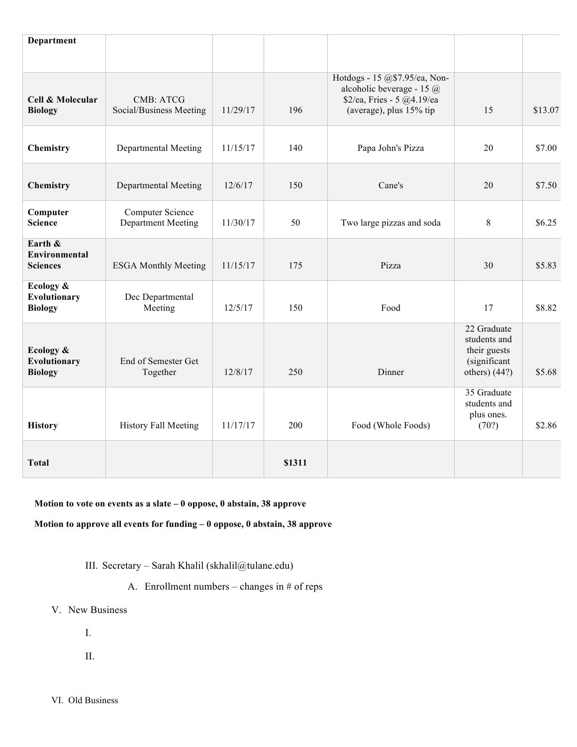| Department | | | | | | |
|---|---|---|---|---|---|---|
| Cell & Molecular Biology | CMB: ATCG Social/Business Meeting | 11/29/17 | 196 | Hotdogs - 15 @$7.95/ea, Non-alcoholic beverage - 15 @ $2/ea, Fries - 5 @4.19/ea (average), plus 15% tip | 15 | $13.07 |
| Chemistry | Departmental Meeting | 11/15/17 | 140 | Papa John's Pizza | 20 | $7.00 |
| Chemistry | Departmental Meeting | 12/6/17 | 150 | Cane's | 20 | $7.50 |
| Computer Science | Computer Science Department Meeting | 11/30/17 | 50 | Two large pizzas and soda | 8 | $6.25 |
| Earth & Environmental Sciences | ESGA Monthly Meeting | 11/15/17 | 175 | Pizza | 30 | $5.83 |
| Ecology & Evolutionary Biology | Dec Departmental Meeting | 12/5/17 | 150 | Food | 17 | $8.82 |
| Ecology & Evolutionary Biology | End of Semester Get Together | 12/8/17 | 250 | Dinner | 22 Graduate students and their guests (significant others) (44?) | $5.68 |
| History | History Fall Meeting | 11/17/17 | 200 | Food (Whole Foods) | 35 Graduate students and plus ones. (70?) | $2.86 |
| **Total** | | | **$1311** | | | |

**Motion to vote on events as a slate – 0 oppose, 0 abstain, 38 approve**

**Motion to approve all events for funding – 0 oppose, 0 abstain, 38 approve**

III. Secretary – Sarah Khalil (skhalil@tulane.edu)

A. Enrollment numbers – changes in # of reps

V. New Business

I.

II.

VI. Old Business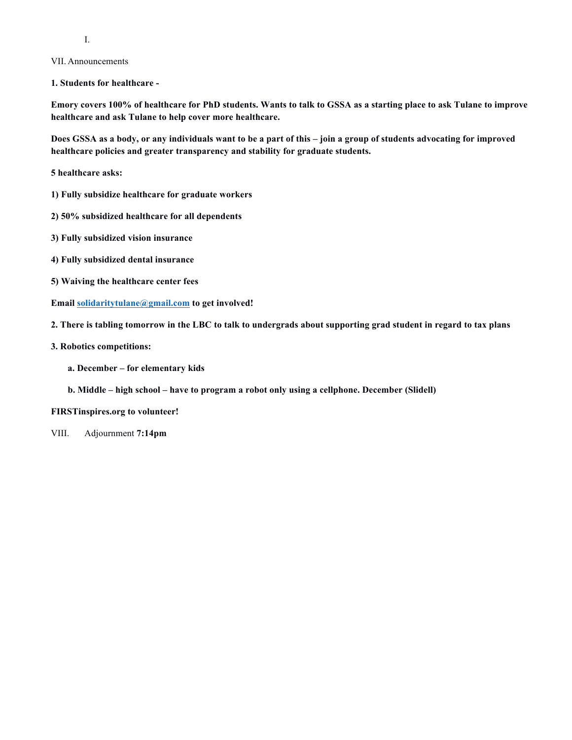I.

VII. Announcements

**1. Students for healthcare -**

**Emory covers 100% of healthcare for PhD students. Wants to talk to GSSA as a starting place to ask Tulane to improve healthcare and ask Tulane to help cover more healthcare.**

**Does GSSA as a body, or any individuals want to be a part of this – join a group of students advocating for improved healthcare policies and greater transparency and stability for graduate students.**

**5 healthcare asks:**

**1) Fully subsidize healthcare for graduate workers**

**2) 50% subsidized healthcare for all dependents**

**3) Fully subsidized vision insurance**

**4) Fully subsidized dental insurance**

**5) Waiving the healthcare center fees**

**Email solidaritytulane@gmail.com to get involved!**

**2. There is tabling tomorrow in the LBC to talk to undergrads about supporting grad student in regard to tax plans**

**3. Robotics competitions:**

**a. December – for elementary kids**

**b. Middle – high school – have to program a robot only using a cellphone. December (Slidell)**

**FIRSTinspires.org to volunteer!**

VIII. Adjournment **7:14pm**